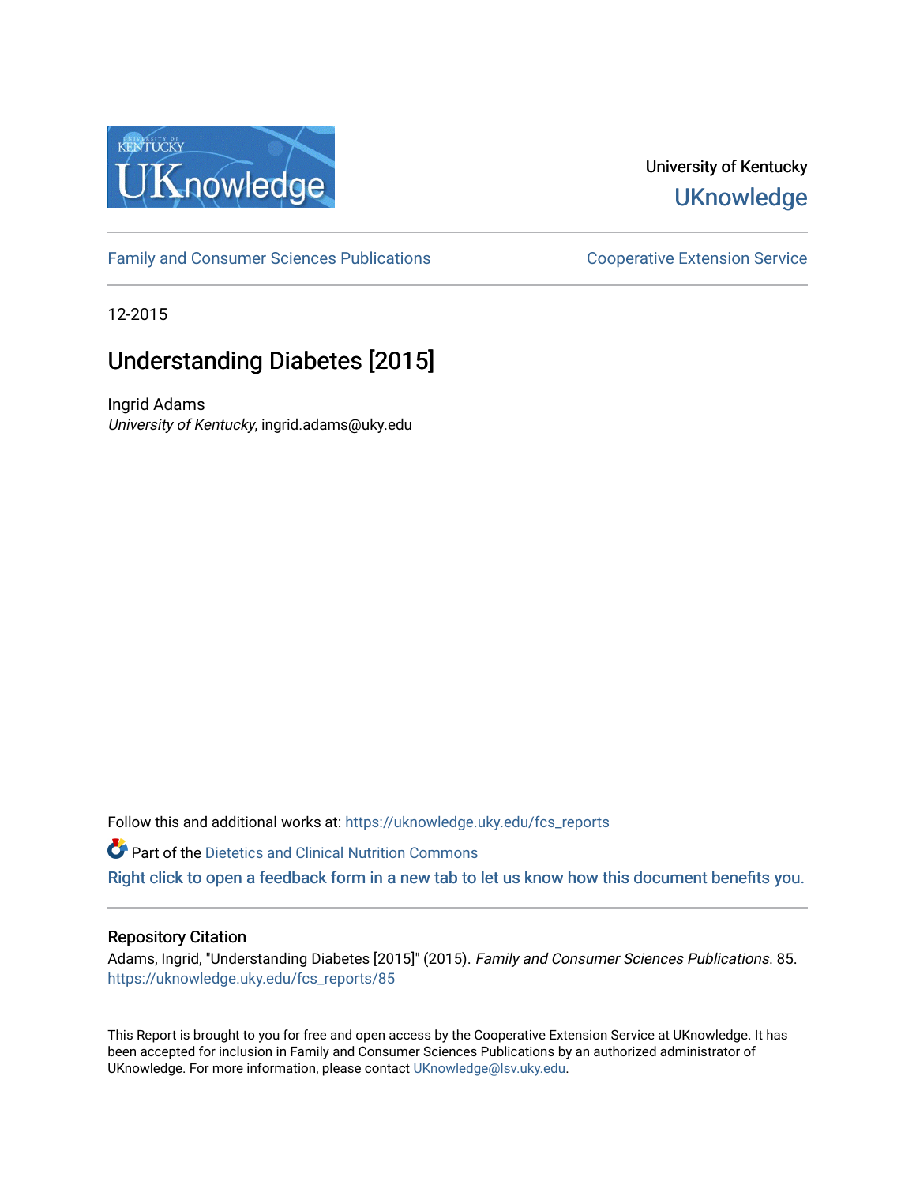University of Kentucky

UKnowledge

Family and Consumer Sciences Publications

Cooperative Extension Service

12-2015

# Understanding Diabetes [2015]

Ingrid Adams
*University of Kentucky*, ingrid.adams@uky.edu

Follow this and additional works at: https://uknowledge.uky.edu/fcs_reports

Part of the Dietetics and Clinical Nutrition Commons

Right click to open a feedback form in a new tab to let us know how this document benefits you.

## Repository Citation

Adams, Ingrid, "Understanding Diabetes [2015]" (2015). *Family and Consumer Sciences Publications*. 85.
https://uknowledge.uky.edu/fcs_reports/85

This Report is brought to you for free and open access by the Cooperative Extension Service at UKnowledge. It has been accepted for inclusion in Family and Consumer Sciences Publications by an authorized administrator of UKnowledge. For more information, please contact UKnowledge@lsv.uky.edu.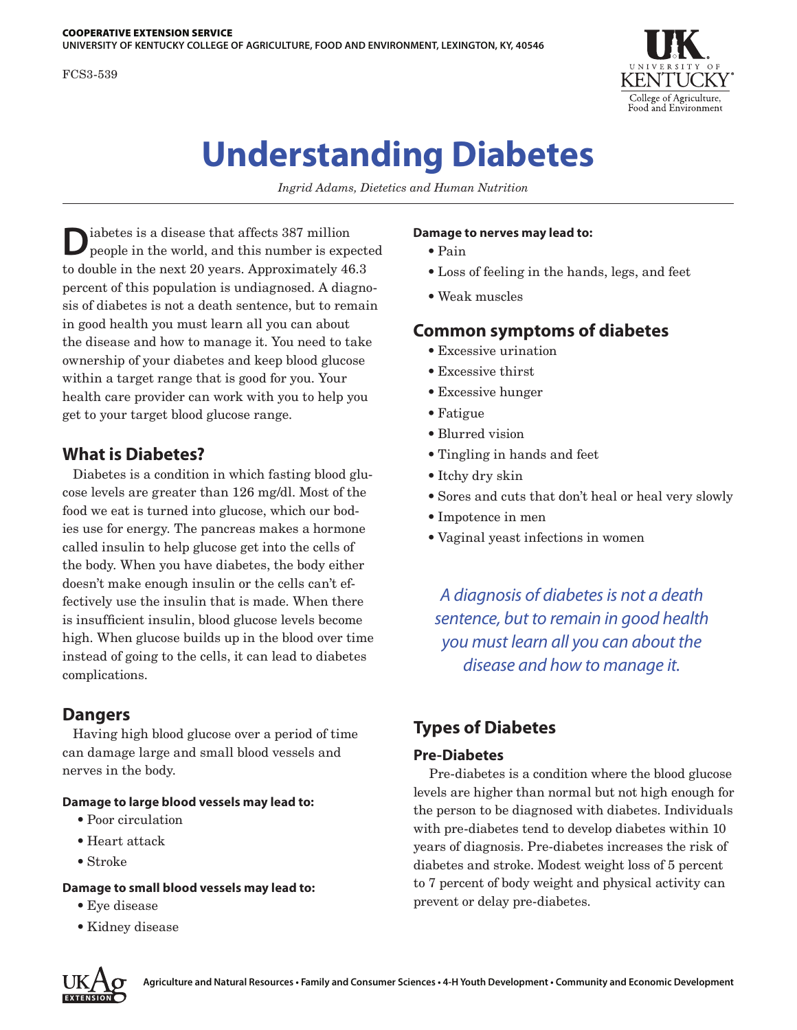COOPERATIVE EXTENSION SERVICE
UNIVERSITY OF KENTUCKY COLLEGE OF AGRICULTURE, FOOD AND ENVIRONMENT, LEXINGTON, KY, 40546

FCS3-539

# Understanding Diabetes

*Ingrid Adams, Dietetics and Human Nutrition*

Diabetes is a disease that affects 387 million people in the world, and this number is expected to double in the next 20 years. Approximately 46.3 percent of this population is undiagnosed. A diagnosis of diabetes is not a death sentence, but to remain in good health you must learn all you can about the disease and how to manage it. You need to take ownership of your diabetes and keep blood glucose within a target range that is good for you. Your health care provider can work with you to help you get to your target blood glucose range.

## What is Diabetes?

Diabetes is a condition in which fasting blood glucose levels are greater than 126 mg/dl. Most of the food we eat is turned into glucose, which our bodies use for energy. The pancreas makes a hormone called insulin to help glucose get into the cells of the body. When you have diabetes, the body either doesn't make enough insulin or the cells can't effectively use the insulin that is made. When there is insufficient insulin, blood glucose levels become high. When glucose builds up in the blood over time instead of going to the cells, it can lead to diabetes complications.

## Dangers

Having high blood glucose over a period of time can damage large and small blood vessels and nerves in the body.

**Damage to large blood vessels may lead to:**

- Poor circulation
- Heart attack
- Stroke

**Damage to small blood vessels may lead to:**

- Eye disease
- Kidney disease

**Damage to nerves may lead to:**

- Pain
- Loss of feeling in the hands, legs, and feet
- Weak muscles

## Common symptoms of diabetes

- Excessive urination
- Excessive thirst
- Excessive hunger
- Fatigue
- Blurred vision
- Tingling in hands and feet
- Itchy dry skin
- Sores and cuts that don't heal or heal very slowly
- Impotence in men
- Vaginal yeast infections in women

*A diagnosis of diabetes is not a death sentence, but to remain in good health you must learn all you can about the disease and how to manage it.*

## Types of Diabetes

### Pre-Diabetes

Pre-diabetes is a condition where the blood glucose levels are higher than normal but not high enough for the person to be diagnosed with diabetes. Individuals with pre-diabetes tend to develop diabetes within 10 years of diagnosis. Pre-diabetes increases the risk of diabetes and stroke. Modest weight loss of 5 percent to 7 percent of body weight and physical activity can prevent or delay pre-diabetes.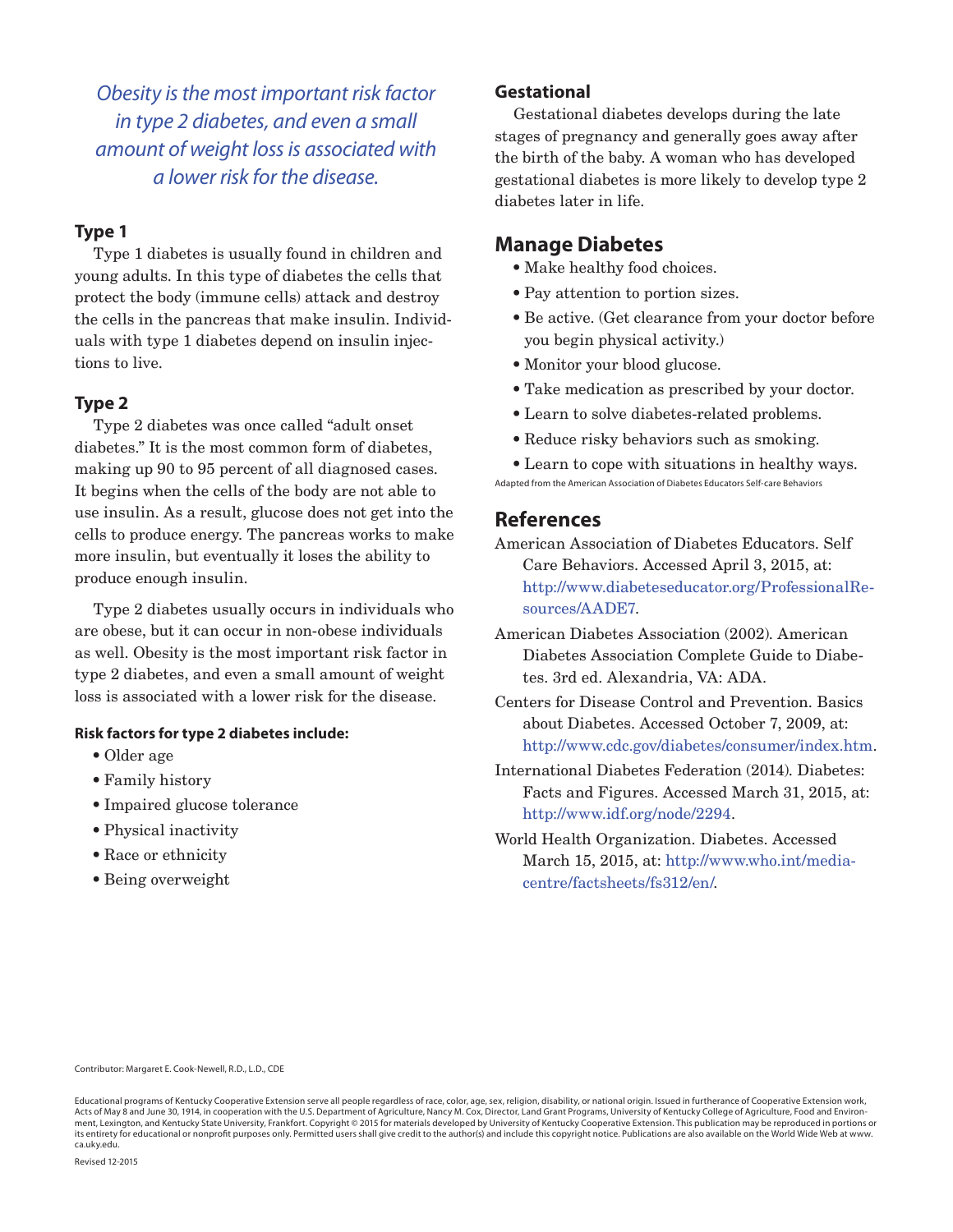*Obesity is the most important risk factor in type 2 diabetes, and even a small amount of weight loss is associated with a lower risk for the disease.*

### Type 1

Type 1 diabetes is usually found in children and young adults. In this type of diabetes the cells that protect the body (immune cells) attack and destroy the cells in the pancreas that make insulin. Individuals with type 1 diabetes depend on insulin injections to live.

### Type 2

Type 2 diabetes was once called "adult onset diabetes." It is the most common form of diabetes, making up 90 to 95 percent of all diagnosed cases. It begins when the cells of the body are not able to use insulin. As a result, glucose does not get into the cells to produce energy. The pancreas works to make more insulin, but eventually it loses the ability to produce enough insulin.

Type 2 diabetes usually occurs in individuals who are obese, but it can occur in non-obese individuals as well. Obesity is the most important risk factor in type 2 diabetes, and even a small amount of weight loss is associated with a lower risk for the disease.

**Risk factors for type 2 diabetes include:**

- Older age
- Family history
- Impaired glucose tolerance
- Physical inactivity
- Race or ethnicity
- Being overweight

### Gestational

Gestational diabetes develops during the late stages of pregnancy and generally goes away after the birth of the baby. A woman who has developed gestational diabetes is more likely to develop type 2 diabetes later in life.

## Manage Diabetes

- Make healthy food choices.
- Pay attention to portion sizes.
- Be active. (Get clearance from your doctor before you begin physical activity.)
- Monitor your blood glucose.
- Take medication as prescribed by your doctor.
- Learn to solve diabetes-related problems.
- Reduce risky behaviors such as smoking.
- Learn to cope with situations in healthy ways.

Adapted from the American Association of Diabetes Educators Self-care Behaviors

## References

American Association of Diabetes Educators. Self Care Behaviors. Accessed April 3, 2015, at: http://www.diabeteseducator.org/ProfessionalResources/AADE7.

American Diabetes Association (2002). American Diabetes Association Complete Guide to Diabetes. 3rd ed. Alexandria, VA: ADA.

Centers for Disease Control and Prevention. Basics about Diabetes. Accessed October 7, 2009, at: http://www.cdc.gov/diabetes/consumer/index.htm.

International Diabetes Federation (2014). Diabetes: Facts and Figures. Accessed March 31, 2015, at: http://www.idf.org/node/2294.

World Health Organization. Diabetes. Accessed March 15, 2015, at: http://www.who.int/mediacentre/factsheets/fs312/en/.

Contributor: Margaret E. Cook-Newell, R.D., L.D., CDE

Educational programs of Kentucky Cooperative Extension serve all people regardless of race, color, age, sex, religion, disability, or national origin. Issued in furtherance of Cooperative Extension work, Acts of May 8 and June 30, 1914, in cooperation with the U.S. Department of Agriculture, Nancy M. Cox, Director, Land Grant Programs, University of Kentucky College of Agriculture, Food and Environment, Lexington, and Kentucky State University, Frankfort. Copyright © 2015 for materials developed by University of Kentucky Cooperative Extension. This publication may be reproduced in portions or its entirety for educational or nonprofit purposes only. Permitted users shall give credit to the author(s) and include this copyright notice. Publications are also available on the World Wide Web at www.ca.uky.edu.

Revised 12-2015